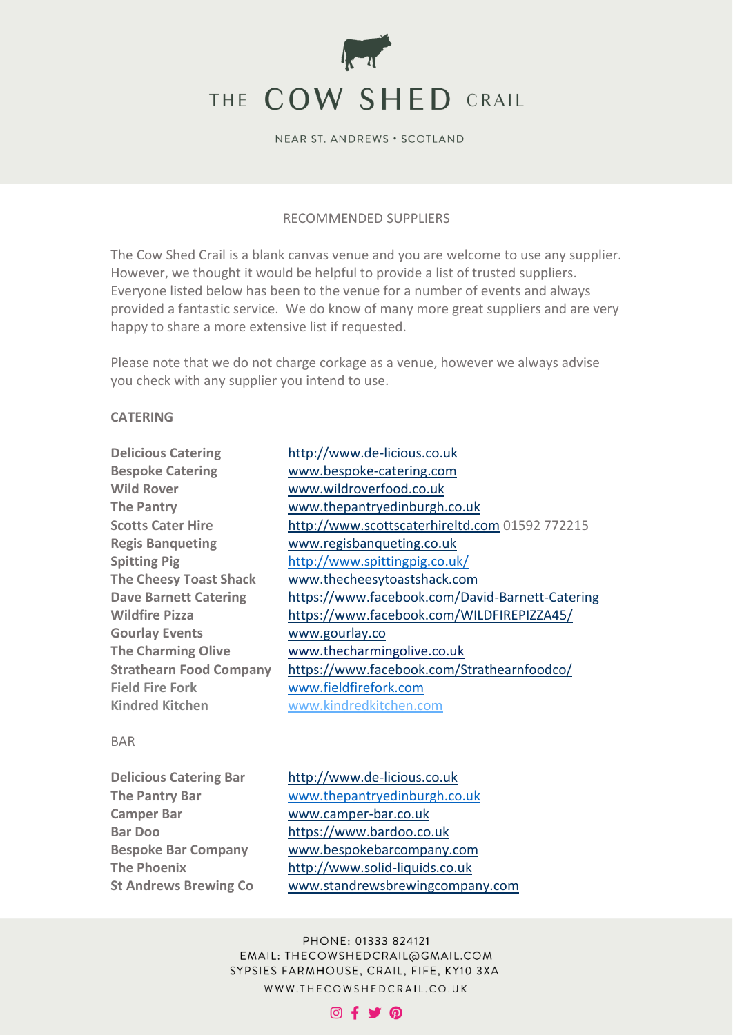# THE COW SHED CRAIL

NEAR ST. ANDREWS • SCOTLAND

## RECOMMENDED SUPPLIERS

The Cow Shed Crail is a blank canvas venue and you are welcome to use any supplier. However, we thought it would be helpful to provide a list of trusted suppliers. Everyone listed below has been to the venue for a number of events and always provided a fantastic service. We do know of many more great suppliers and are very happy to share a more extensive list if requested.

Please note that we do not charge corkage as a venue, however we always advise you check with any supplier you intend to use.

### CATERING

| | |
|---|---|
| **Delicious Catering** | http://www.de-licious.co.uk |
| **Bespoke Catering** | www.bespoke-catering.com |
| **Wild Rover** | www.wildroverfood.co.uk |
| **The Pantry** | www.thepantryedinburgh.co.uk |
| **Scotts Cater Hire** | http://www.scottscaterhireltd.com 01592 772215 |
| **Regis Banqueting** | www.regisbanqueting.co.uk |
| **Spitting Pig** | http://www.spittingpig.co.uk/ |
| **The Cheesy Toast Shack** | www.thecheesytoastshack.com |
| **Dave Barnett Catering** | https://www.facebook.com/David-Barnett-Catering |
| **Wildfire Pizza** | https://www.facebook.com/WILDFIREPIZZA45/ |
| **Gourlay Events** | www.gourlay.co |
| **The Charming Olive** | www.thecharmingolive.co.uk |
| **Strathearn Food Company** | https://www.facebook.com/Strathearnfoodco/ |
| **Field Fire Fork** | www.fieldfirefork.com |
| **Kindred Kitchen** | www.kindredkitchen.com |

### BAR

| | |
|---|---|
| **Delicious Catering Bar** | http://www.de-licious.co.uk |
| **The Pantry Bar** | www.thepantryedinburgh.co.uk |
| **Camper Bar** | www.camper-bar.co.uk |
| **Bar Doo** | https://www.bardoo.co.uk |
| **Bespoke Bar Company** | www.bespokebarcompany.com |
| **The Phoenix** | http://www.solid-liquids.co.uk |
| **St Andrews Brewing Co** | www.standrewsbrewingcompany.com |

PHONE: 01333 824121
EMAIL: THECOWSHEDCRAIL@GMAIL.COM
SYPSIES FARMHOUSE, CRAIL, FIFE, KY10 3XA
WWW.THECOWSHEDCRAIL.CO.UK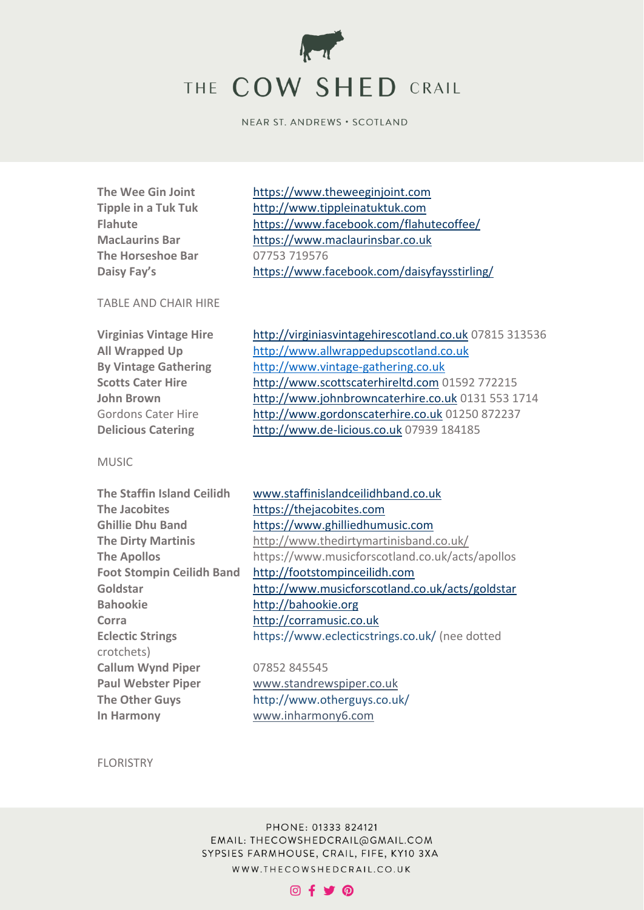| | |
|---|---|
| **The Wee Gin Joint** | https://www.theweeginjoint.com |
| **Tipple in a Tuk Tuk** | http://www.tippleinatuktuk.com |
| **Flahute** | https://www.facebook.com/flahutecoffee/ |
| **MacLaurins Bar** | https://www.maclaurinsbar.co.uk |
| **The Horseshoe Bar** | 07753 719576 |
| **Daisy Fay's** | https://www.facebook.com/daisyfaysstirling/ |

TABLE AND CHAIR HIRE

| | |
|---|---|
| **Virginias Vintage Hire** | http://virginiasvintagehirescotland.co.uk 07815 313536 |
| **All Wrapped Up** | http://www.allwrappedupscotland.co.uk |
| **By Vintage Gathering** | http://www.vintage-gathering.co.uk |
| **Scotts Cater Hire** | http://www.scottscaterhireltd.com 01592 772215 |
| **John Brown** | http://www.johnbrowncaterhire.co.uk 0131 553 1714 |
| Gordons Cater Hire | http://www.gordonscaterhire.co.uk 01250 872237 |
| **Delicious Catering** | http://www.de-licious.co.uk 07939 184185 |

MUSIC

| | |
|---|---|
| **The Staffin Island Ceilidh** | www.staffinislandceilidhband.co.uk |
| **The Jacobites** | https://thejacobites.com |
| **Ghillie Dhu Band** | https://www.ghilliedhumusic.com |
| **The Dirty Martinis** | http://www.thedirtymartinisband.co.uk/ |
| **The Apollos** | https://www.musicforscotland.co.uk/acts/apollos |
| **Foot Stompin Ceilidh Band** | http://footstompinceilidh.com |
| **Goldstar** | http://www.musicforscotland.co.uk/acts/goldstar |
| **Bahookie** | http://bahookie.org |
| **Corra** | http://corramusic.co.uk |
| **Eclectic Strings** | https://www.eclecticstrings.co.uk/ (nee dotted crotchets) |
| **Callum Wynd Piper** | 07852 845545 |
| **Paul Webster Piper** | www.standrewspiper.co.uk |
| **The Other Guys** | http://www.otherguys.co.uk/ |
| **In Harmony** | www.inharmony6.com |

FLORISTRY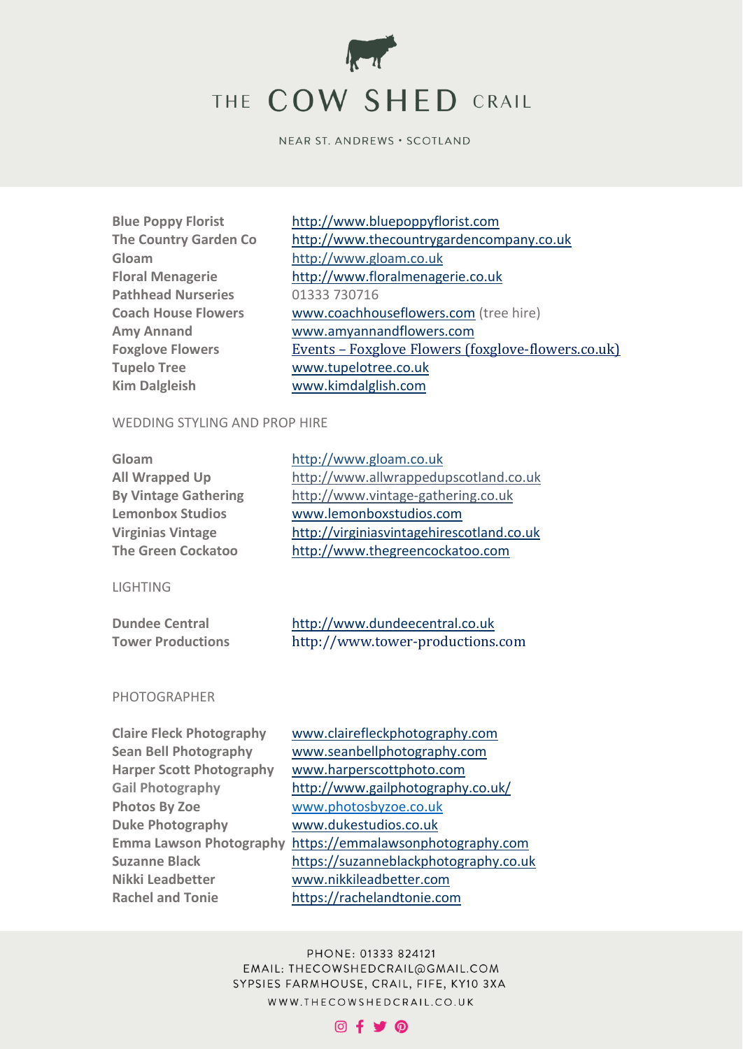# THE COW SHED CRAIL

NEAR ST. ANDREWS • SCOTLAND

| | |
|---|---|
| **Blue Poppy Florist** | http://www.bluepoppyflorist.com |
| **The Country Garden Co** | http://www.thecountrygardencompany.co.uk |
| **Gloam** | http://www.gloam.co.uk |
| **Floral Menagerie** | http://www.floralmenagerie.co.uk |
| **Pathhead Nurseries** | 01333 730716 |
| **Coach House Flowers** | www.coachhouseflowers.com (tree hire) |
| **Amy Annand** | www.amyannandflowers.com |
| **Foxglove Flowers** | Events – Foxglove Flowers (foxglove-flowers.co.uk) |
| **Tupelo Tree** | www.tupelotree.co.uk |
| **Kim Dalgleish** | www.kimdalglish.com |

## WEDDING STYLING AND PROP HIRE

| | |
|---|---|
| **Gloam** | http://www.gloam.co.uk |
| **All Wrapped Up** | http://www.allwrappedupscotland.co.uk |
| **By Vintage Gathering** | http://www.vintage-gathering.co.uk |
| **Lemonbox Studios** | www.lemonboxstudios.com |
| **Virginias Vintage** | http://virginiasvintagehirescotland.co.uk |
| **The Green Cockatoo** | http://www.thegreencockatoo.com |

## LIGHTING

| | |
|---|---|
| **Dundee Central** | http://www.dundeecentral.co.uk |
| **Tower Productions** | http://www.tower-productions.com |

## PHOTOGRAPHER

| | |
|---|---|
| **Claire Fleck Photography** | www.clairefleckphotography.com |
| **Sean Bell Photography** | www.seanbellphotography.com |
| **Harper Scott Photography** | www.harperscottphoto.com |
| **Gail Photography** | http://www.gailphotography.co.uk/ |
| **Photos By Zoe** | www.photosbyzoe.co.uk |
| **Duke Photography** | www.dukestudios.co.uk |
| **Emma Lawson Photography** | https://emmalawsonphotography.com |
| **Suzanne Black** | https://suzanneblackphotography.co.uk |
| **Nikki Leadbetter** | www.nikkileadbetter.com |
| **Rachel and Tonie** | https://rachelandtonie.com |

PHONE: 01333 824121
EMAIL: THECOWSHEDCRAIL@GMAIL.COM
SYPSIES FARMHOUSE, CRAIL, FIFE, KY10 3XA
WWW.THECOWSHEDCRAIL.CO.UK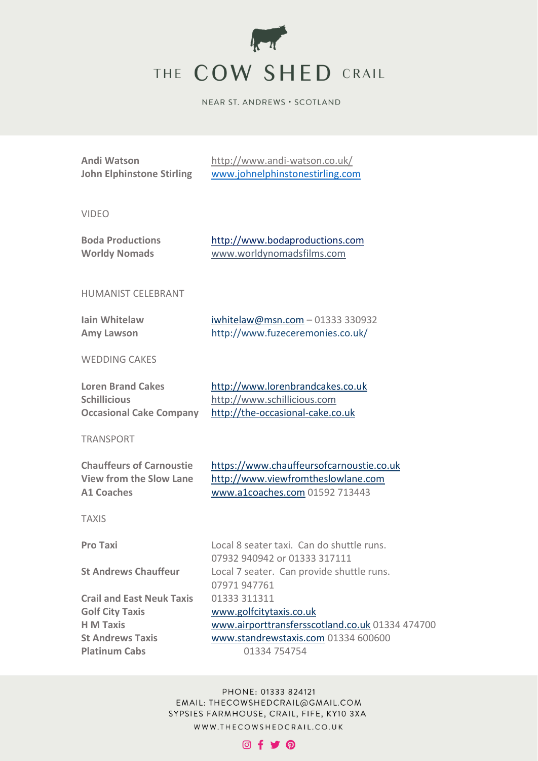**Andi Watson** http://www.andi-watson.co.uk/
**John Elphinstone Stirling** www.johnelphinstonestirling.com

## VIDEO

**Boda Productions** http://www.bodaproductions.com
**Worldy Nomads** www.worldynomadsfilms.com

## HUMANIST CELEBRANT

**Iain Whitelaw** iwhitelaw@msn.com – 01333 330932
**Amy Lawson** http://www.fuzeceremonies.co.uk/

## WEDDING CAKES

**Loren Brand Cakes** http://www.lorenbrandcakes.co.uk
**Schillicious** http://www.schillicious.com
**Occasional Cake Company** http://the-occasional-cake.co.uk

## TRANSPORT

**Chauffeurs of Carnoustie** https://www.chauffeursofcarnoustie.co.uk
**View from the Slow Lane** http://www.viewfromtheslowlane.com
**A1 Coaches** www.a1coaches.com 01592 713443

## TAXIS

**Pro Taxi** Local 8 seater taxi. Can do shuttle runs. 07932 940942 or 01333 317111

**St Andrews Chauffeur** Local 7 seater. Can provide shuttle runs. 07971 947761

**Crail and East Neuk Taxis** 01333 311311
**Golf City Taxis** www.golfcitytaxis.co.uk
**H M Taxis** www.airporttransfersscotland.co.uk 01334 474700
**St Andrews Taxis** www.standrewstaxis.com 01334 600600
**Platinum Cabs** 01334 754754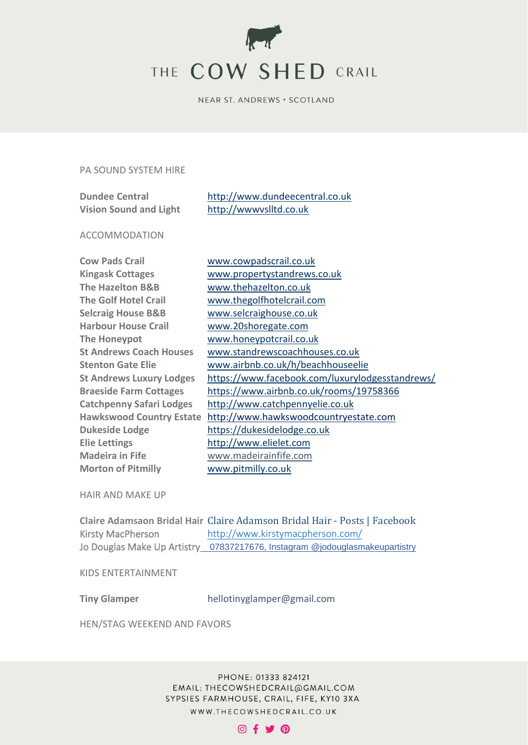# THE COW SHED CRAIL

NEAR ST. ANDREWS • SCOTLAND

## PA SOUND SYSTEM HIRE

| | |
|---|---|
| **Dundee Central** | http://www.dundeecentral.co.uk |
| **Vision Sound and Light** | http://wwwvslltd.co.uk |

## ACCOMMODATION

| | |
|---|---|
| **Cow Pads Crail** | www.cowpadscrail.co.uk |
| **Kingask Cottages** | www.propertystandrews.co.uk |
| **The Hazelton B&B** | www.thehazelton.co.uk |
| **The Golf Hotel Crail** | www.thegolfhotelcrail.com |
| **Selcraig House B&B** | www.selcraighouse.co.uk |
| **Harbour House Crail** | www.20shoregate.com |
| **The Honeypot** | www.honeypotcrail.co.uk |
| **St Andrews Coach Houses** | www.standrewscoachhouses.co.uk |
| **Stenton Gate Elie** | www.airbnb.co.uk/h/beachhouseelie |
| **St Andrews Luxury Lodges** | https://www.facebook.com/luxurylodgesstandrews/ |
| **Braeside Farm Cottages** | https://www.airbnb.co.uk/rooms/19758366 |
| **Catchpenny Safari Lodges** | http://www.catchpennyelie.co.uk |
| **Hawkswood Country Estate** | http://www.hawkswoodcountryestate.com |
| **Dukeside Lodge** | https://dukesidelodge.co.uk |
| **Elie Lettings** | http://www.elielet.com |
| **Madeira in Fife** | www.madeirainfife.com |
| **Morton of Pitmilly** | www.pitmilly.co.uk |

## HAIR AND MAKE UP

| | |
|---|---|
| **Claire Adamsaon Bridal Hair** | Claire Adamson Bridal Hair - Posts \| Facebook |
| Kirsty MacPherson | http://www.kirstymacpherson.com/ |
| Jo Douglas Make Up Artistry | 07837217676, Instagram @jodouglasmakeupartistry |

## KIDS ENTERTAINMENT

| | |
|---|---|
| **Tiny Glamper** | hellotinyglamper@gmail.com |

## HEN/STAG WEEKEND AND FAVORS

PHONE: 01333 824121
EMAIL: THECOWSHEDCRAIL@GMAIL.COM
SYPSIES FARMHOUSE, CRAIL, FIFE, KY10 3XA
WWW.THECOWSHEDCRAIL.CO.UK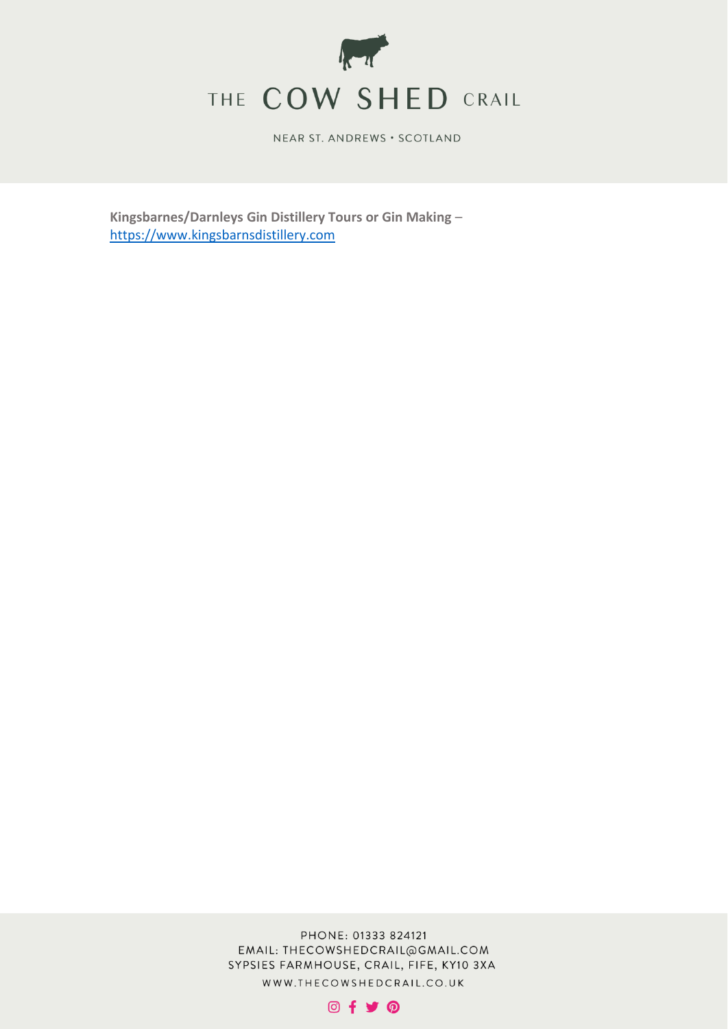**Kingsbarnes/Darnleys Gin Distillery Tours or Gin Making** – https://www.kingsbarnsdistillery.com